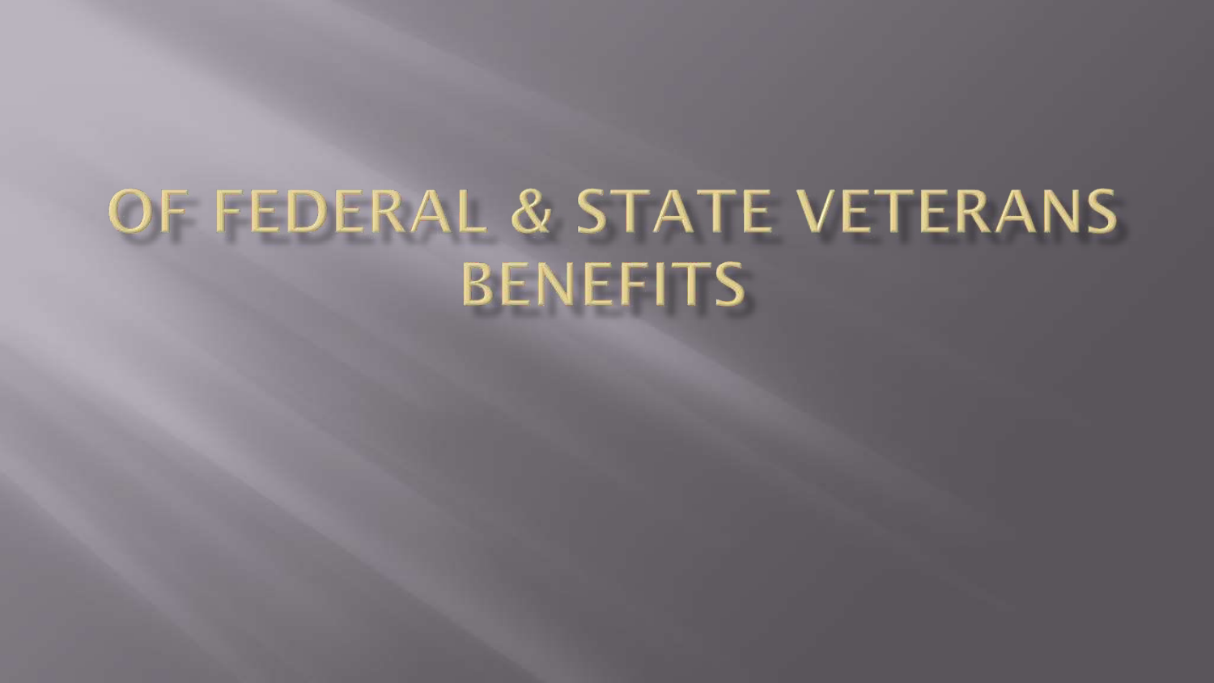# OF FEDERAL & STATE VETERANS BENEFITS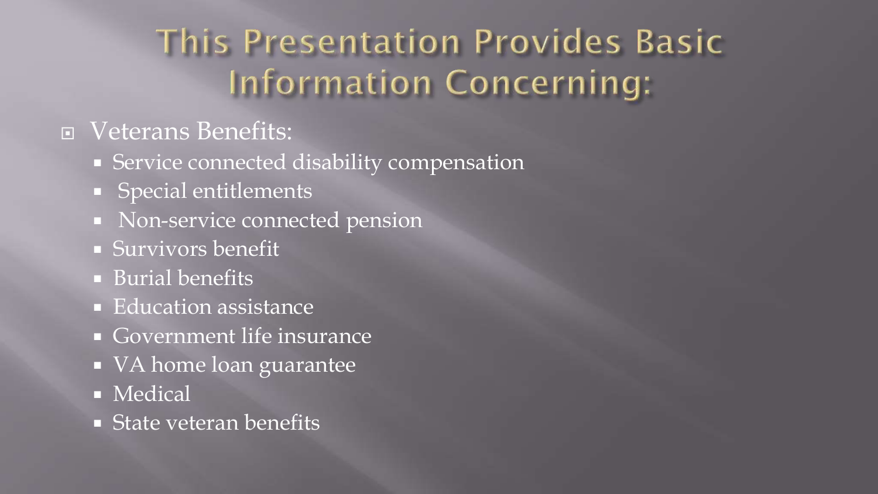# This Presentation Provides Basic Information Concerning:

- Veterans Benefits:
  - Service connected disability compensation
  - Special entitlements
  - Non-service connected pension
  - Survivors benefit
  - Burial benefits
  - Education assistance
  - Government life insurance
  - VA home loan guarantee
  - Medical
  - State veteran benefits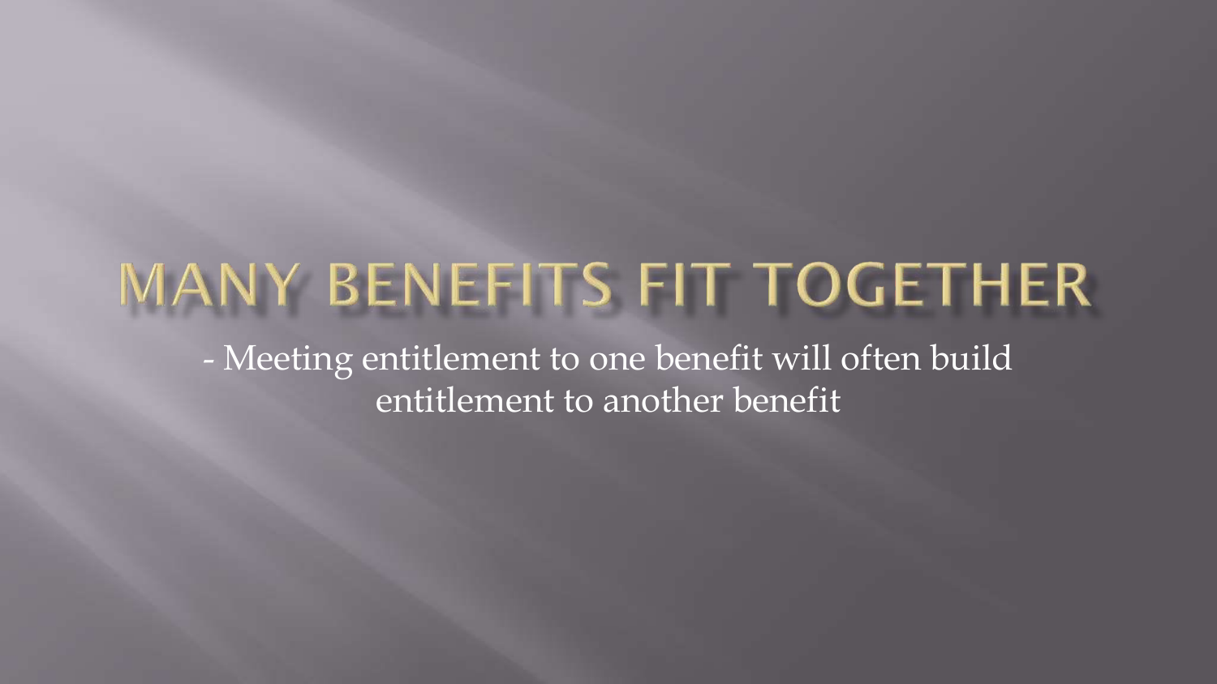# MANY BENEFITS FIT TOGETHER

- Meeting entitlement to one benefit will often build entitlement to another benefit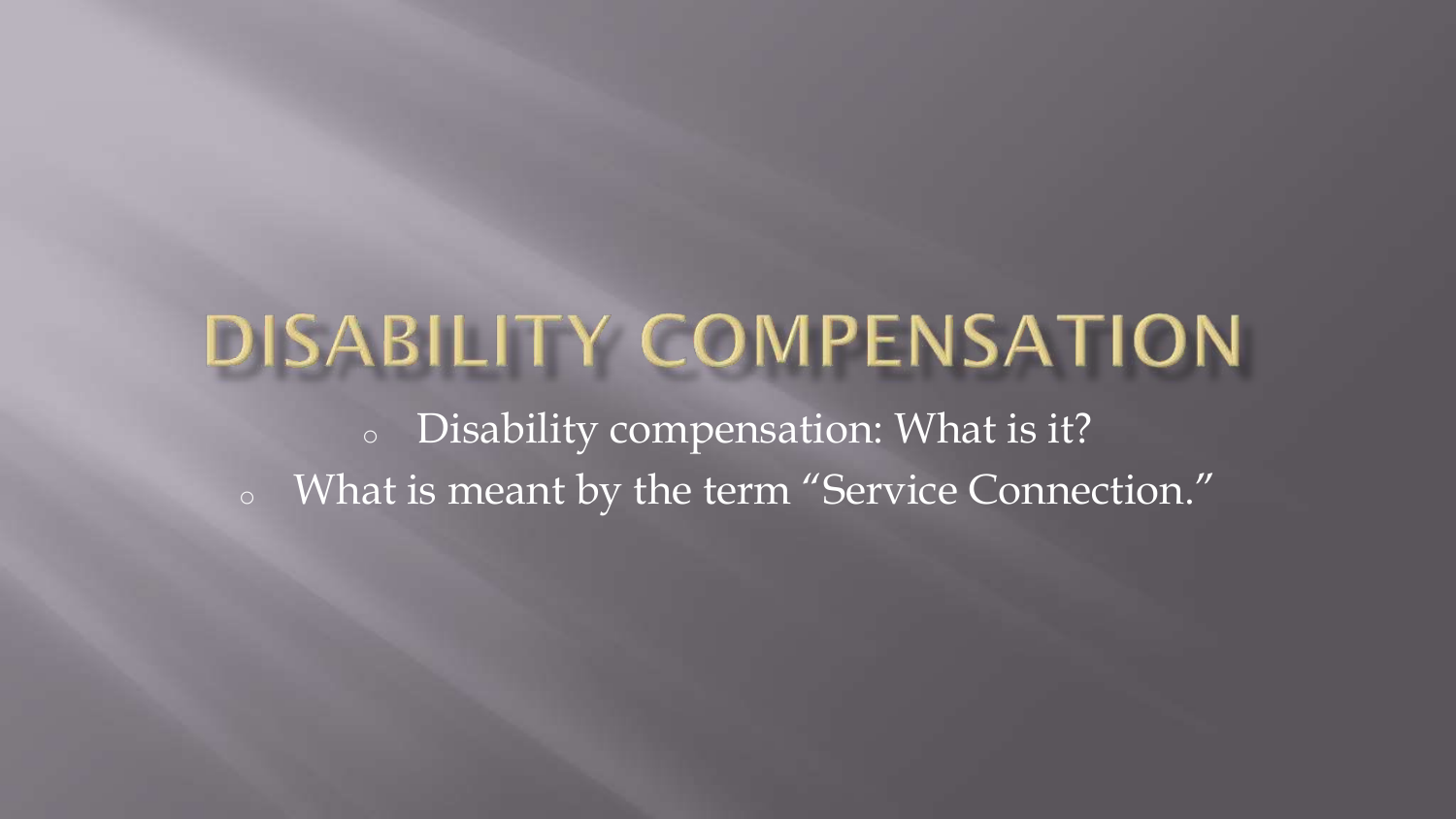# DISABILITY COMPENSATION

- Disability compensation: What is it?
- What is meant by the term "Service Connection."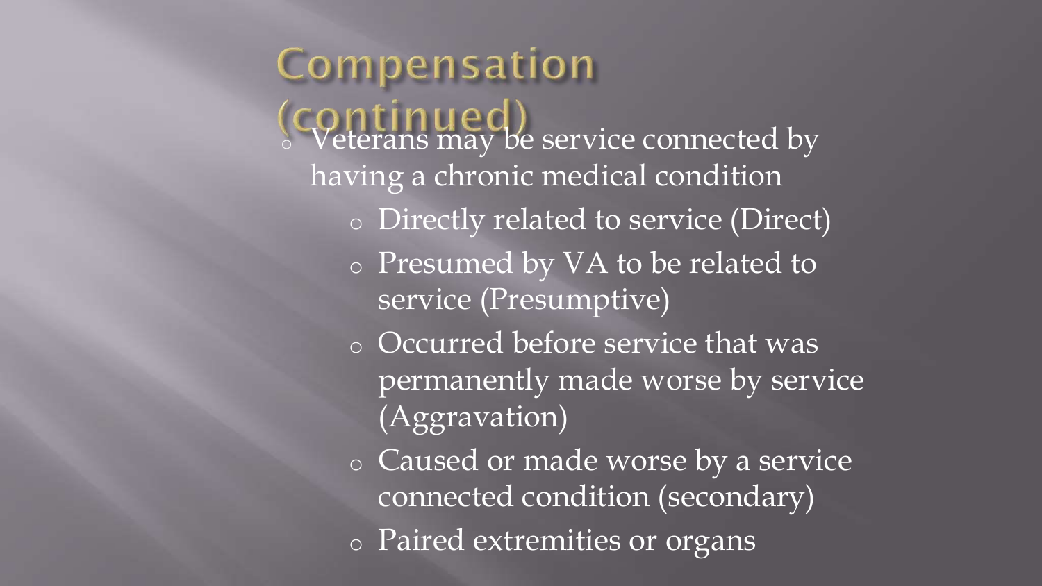# Compensation (continued)

- Veterans may be service connected by having a chronic medical condition
  - Directly related to service (Direct)
  - Presumed by VA to be related to service (Presumptive)
  - Occurred before service that was permanently made worse by service (Aggravation)
  - Caused or made worse by a service connected condition (secondary)
  - Paired extremities or organs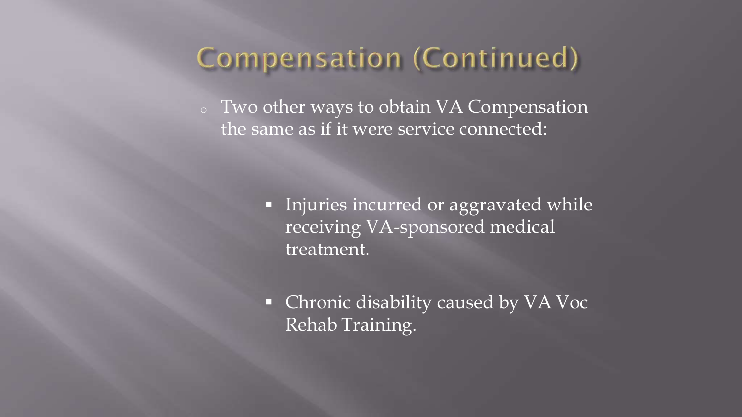# Compensation (Continued)

- Two other ways to obtain VA Compensation the same as if it were service connected:
  - Injuries incurred or aggravated while receiving VA-sponsored medical treatment.
  - Chronic disability caused by VA Voc Rehab Training.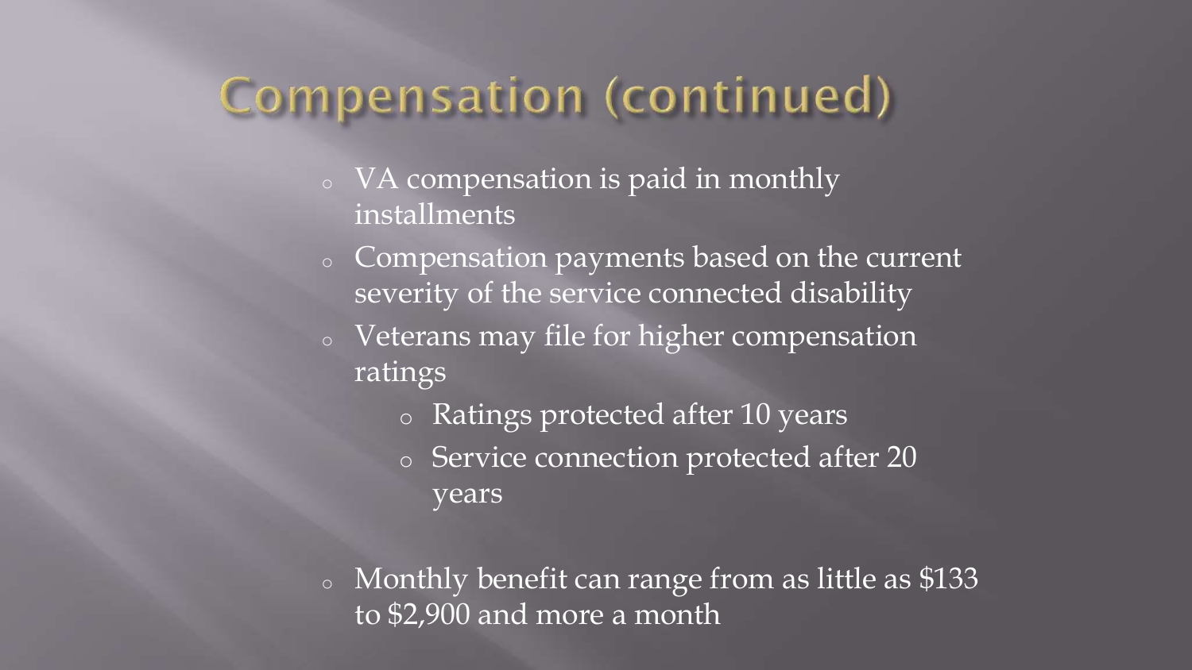# Compensation (continued)

- VA compensation is paid in monthly installments
- Compensation payments based on the current severity of the service connected disability
- Veterans may file for higher compensation ratings
  - Ratings protected after 10 years
  - Service connection protected after 20 years
- Monthly benefit can range from as little as $133 to $2,900 and more a month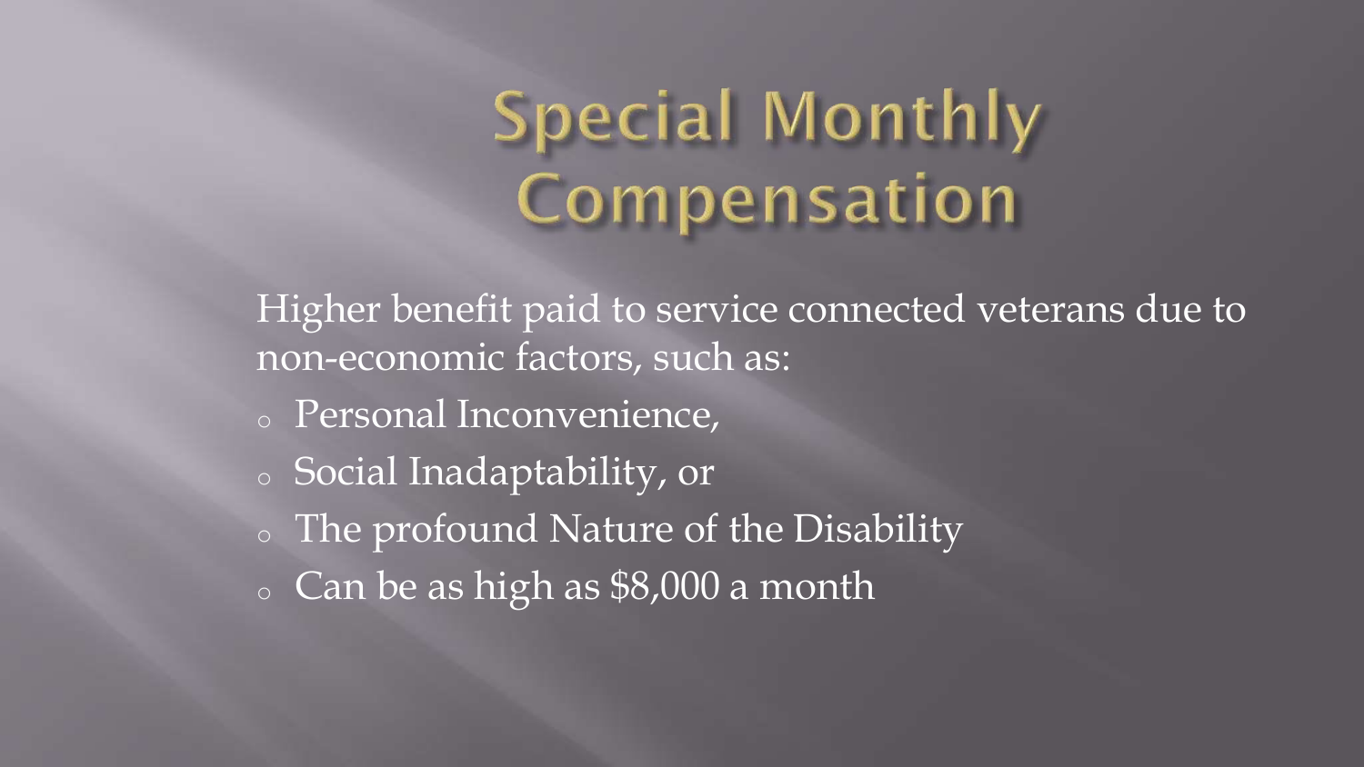# Special Monthly Compensation

Higher benefit paid to service connected veterans due to non-economic factors, such as:

- Personal Inconvenience,
- Social Inadaptability, or
- The profound Nature of the Disability
- Can be as high as $8,000 a month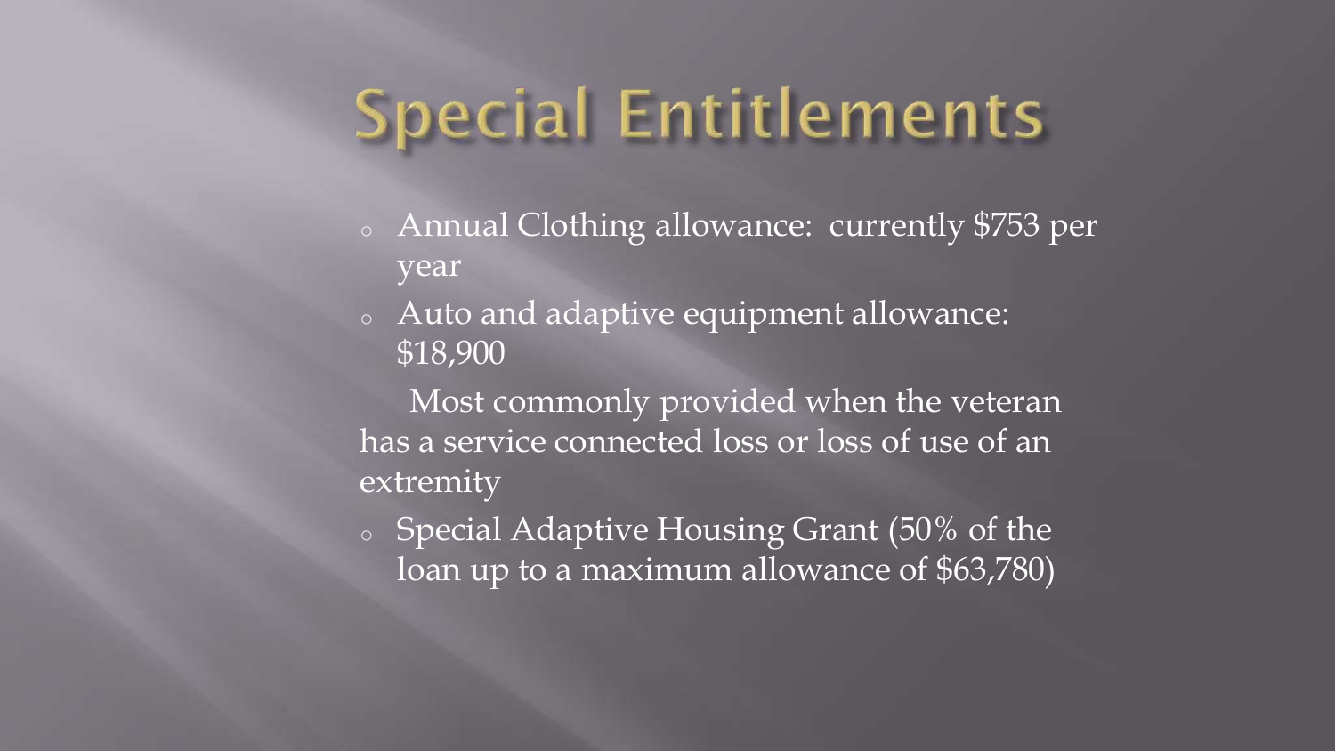# Special Entitlements

- Annual Clothing allowance: currently $753 per year
- Auto and adaptive equipment allowance: $18,900

  Most commonly provided when the veteran has a service connected loss or loss of use of an extremity

- Special Adaptive Housing Grant (50% of the loan up to a maximum allowance of $63,780)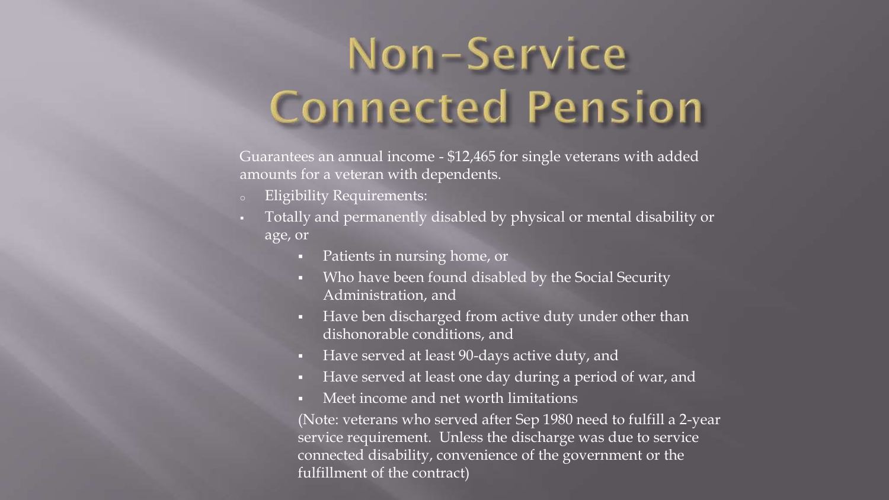# Non-Service Connected Pension

Guarantees an annual income - $12,465 for single veterans with added amounts for a veteran with dependents.

- Eligibility Requirements:
- Totally and permanently disabled by physical or mental disability or age, or
  - Patients in nursing home, or
  - Who have been found disabled by the Social Security Administration, and
  - Have ben discharged from active duty under other than dishonorable conditions, and
  - Have served at least 90-days active duty, and
  - Have served at least one day during a period of war, and
  - Meet income and net worth limitations

  (Note: veterans who served after Sep 1980 need to fulfill a 2-year service requirement. Unless the discharge was due to service connected disability, convenience of the government or the fulfillment of the contract)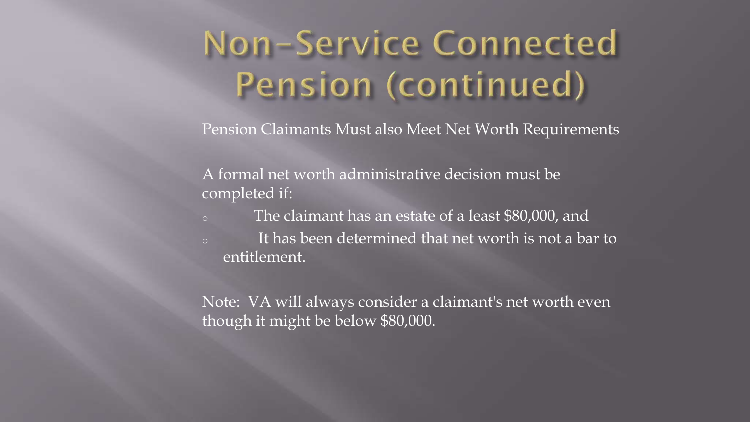# Non-Service Connected Pension (continued)

Pension Claimants Must also Meet Net Worth Requirements

A formal net worth administrative decision must be completed if:

- The claimant has an estate of a least $80,000, and
- It has been determined that net worth is not a bar to entitlement.

Note: VA will always consider a claimant's net worth even though it might be below $80,000.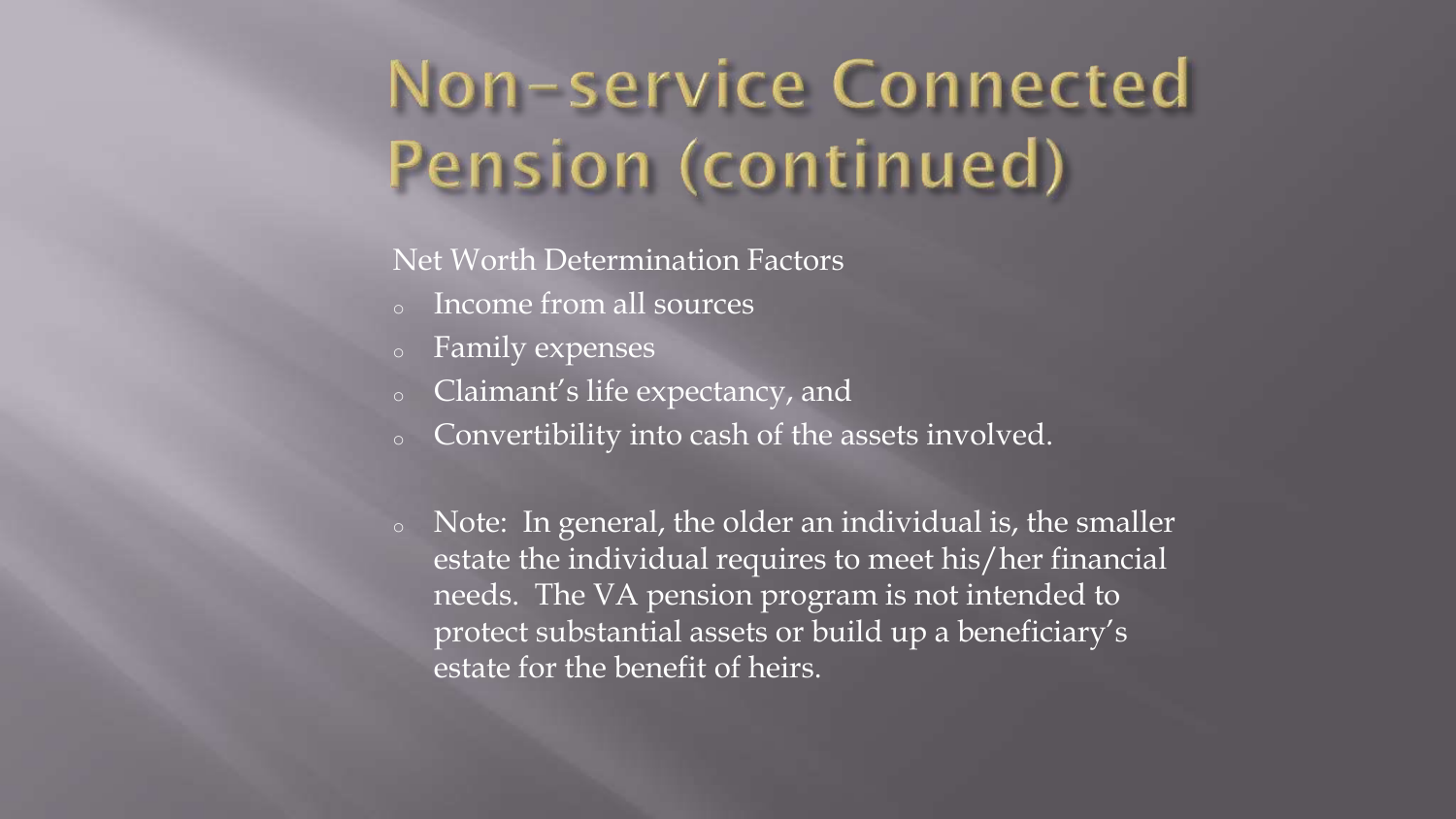# Non-service Connected Pension (continued)

Net Worth Determination Factors

- Income from all sources
- Family expenses
- Claimant’s life expectancy, and
- Convertibility into cash of the assets involved.

- Note: In general, the older an individual is, the smaller estate the individual requires to meet his/her financial needs. The VA pension program is not intended to protect substantial assets or build up a beneficiary’s estate for the benefit of heirs.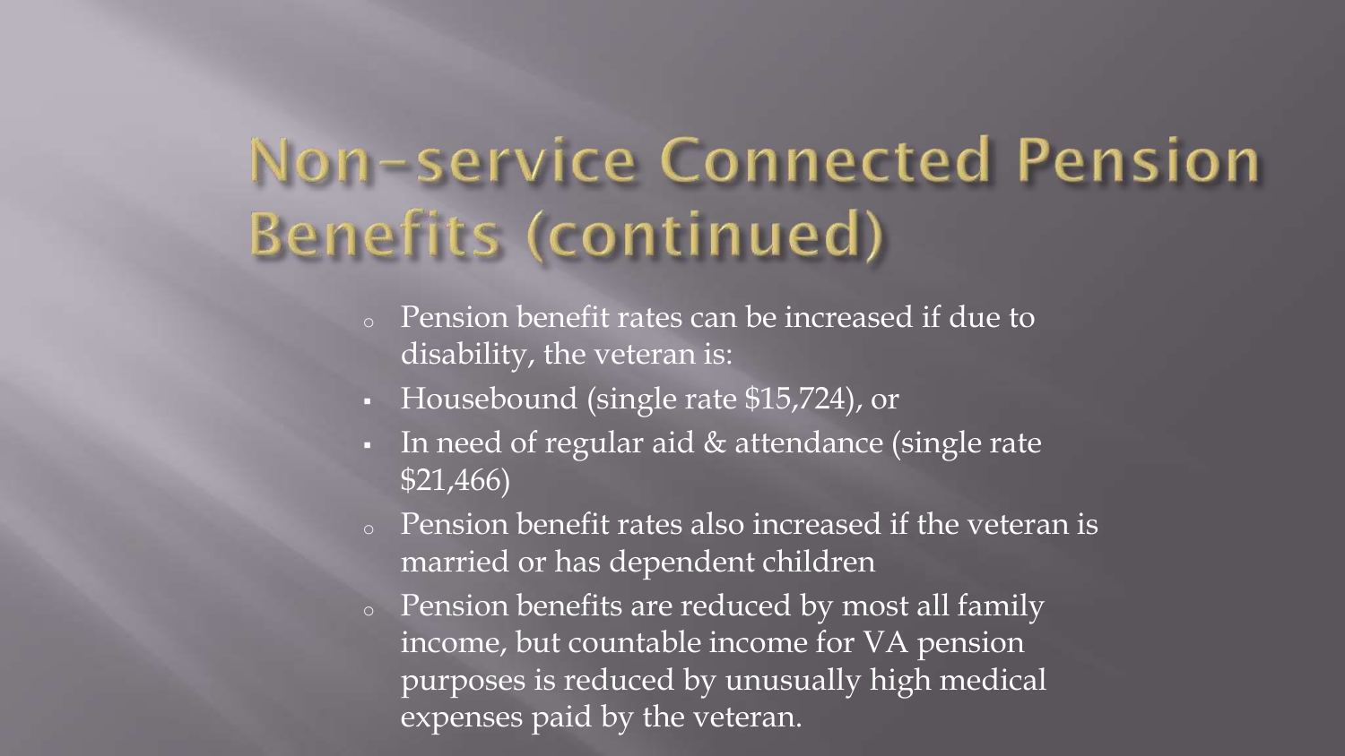# Non-service Connected Pension Benefits (continued)

- Pension benefit rates can be increased if due to disability, the veteran is:
  - Housebound (single rate $15,724), or
  - In need of regular aid & attendance (single rate $21,466)
- Pension benefit rates also increased if the veteran is married or has dependent children
- Pension benefits are reduced by most all family income, but countable income for VA pension purposes is reduced by unusually high medical expenses paid by the veteran.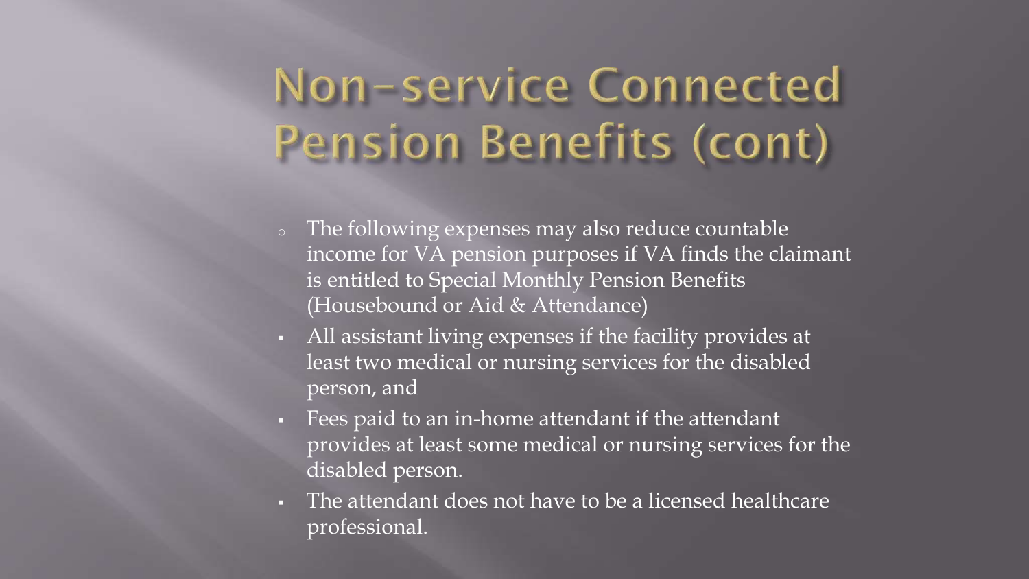# Non-service Connected Pension Benefits (cont)

- The following expenses may also reduce countable income for VA pension purposes if VA finds the claimant is entitled to Special Monthly Pension Benefits (Housebound or Aid & Attendance)
  - All assistant living expenses if the facility provides at least two medical or nursing services for the disabled person, and
  - Fees paid to an in-home attendant if the attendant provides at least some medical or nursing services for the disabled person.
  - The attendant does not have to be a licensed healthcare professional.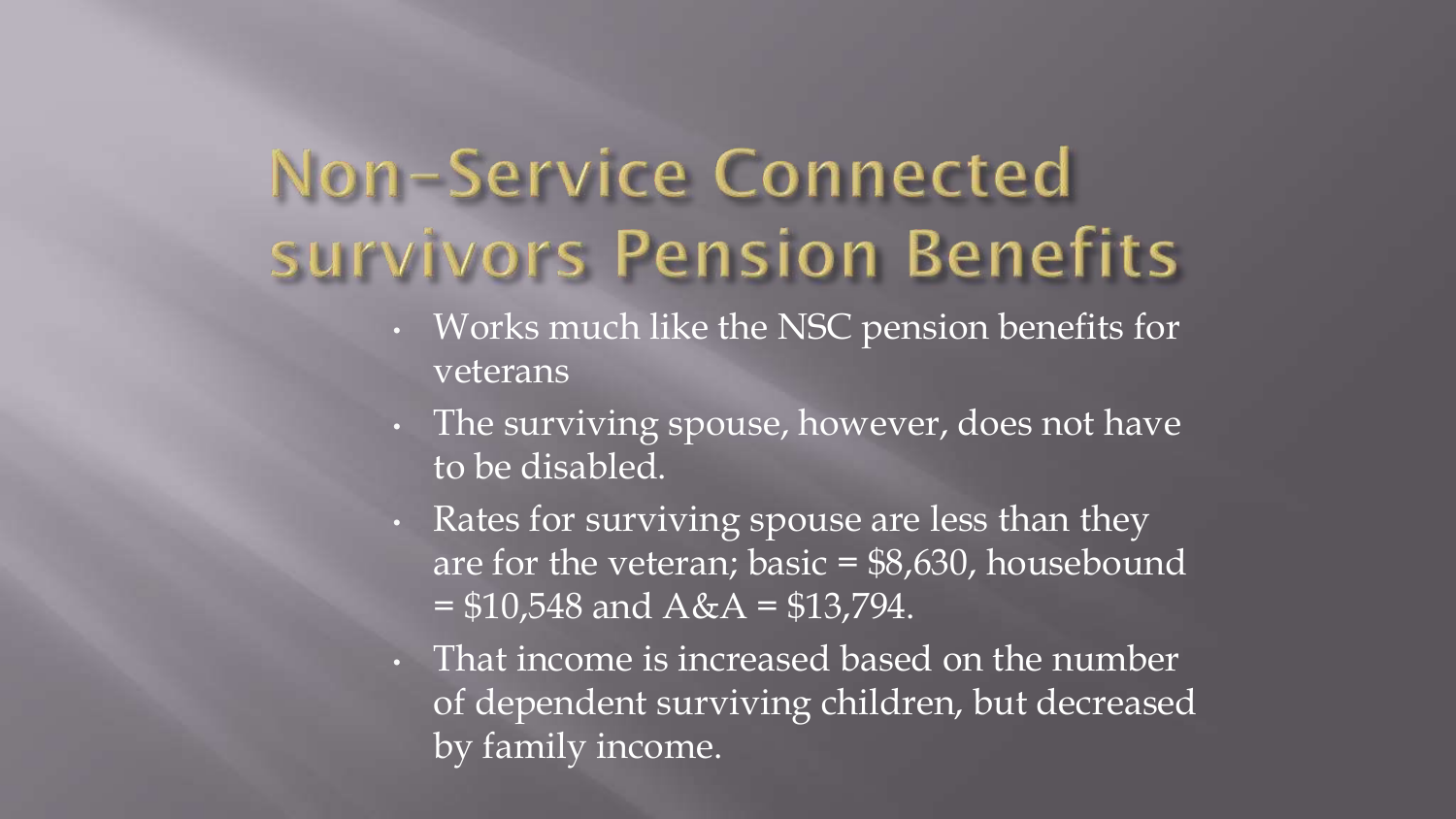# Non-Service Connected survivors Pension Benefits

- Works much like the NSC pension benefits for veterans
- The surviving spouse, however, does not have to be disabled.
- Rates for surviving spouse are less than they are for the veteran; basic = $8,630, housebound = $10,548 and A&A = $13,794.
- That income is increased based on the number of dependent surviving children, but decreased by family income.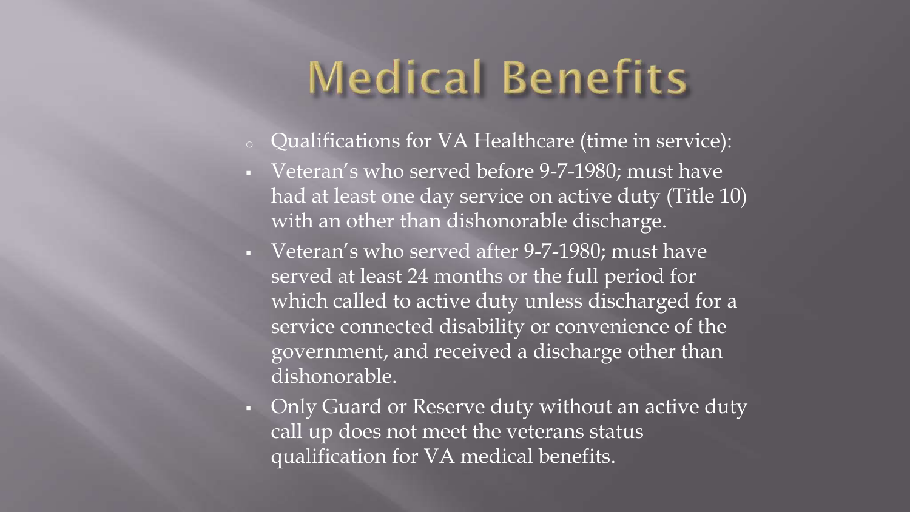# Medical Benefits

- Qualifications for VA Healthcare (time in service):
  - Veteran's who served before 9-7-1980; must have had at least one day service on active duty (Title 10) with an other than dishonorable discharge.
  - Veteran's who served after 9-7-1980; must have served at least 24 months or the full period for which called to active duty unless discharged for a service connected disability or convenience of the government, and received a discharge other than dishonorable.
  - Only Guard or Reserve duty without an active duty call up does not meet the veterans status qualification for VA medical benefits.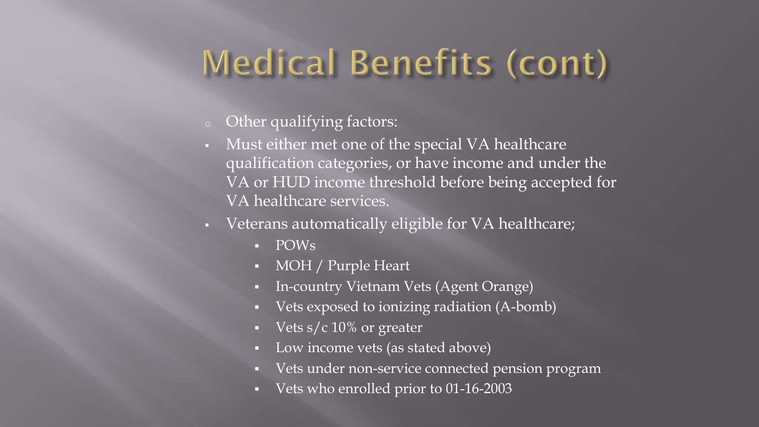# Medical Benefits (cont)

- Other qualifying factors:
- Must either met one of the special VA healthcare qualification categories, or have income and under the VA or HUD income threshold before being accepted for VA healthcare services.
- Veterans automatically eligible for VA healthcare;
  - POWs
  - MOH / Purple Heart
  - In-country Vietnam Vets (Agent Orange)
  - Vets exposed to ionizing radiation (A-bomb)
  - Vets s/c 10% or greater
  - Low income vets (as stated above)
  - Vets under non-service connected pension program
  - Vets who enrolled prior to 01-16-2003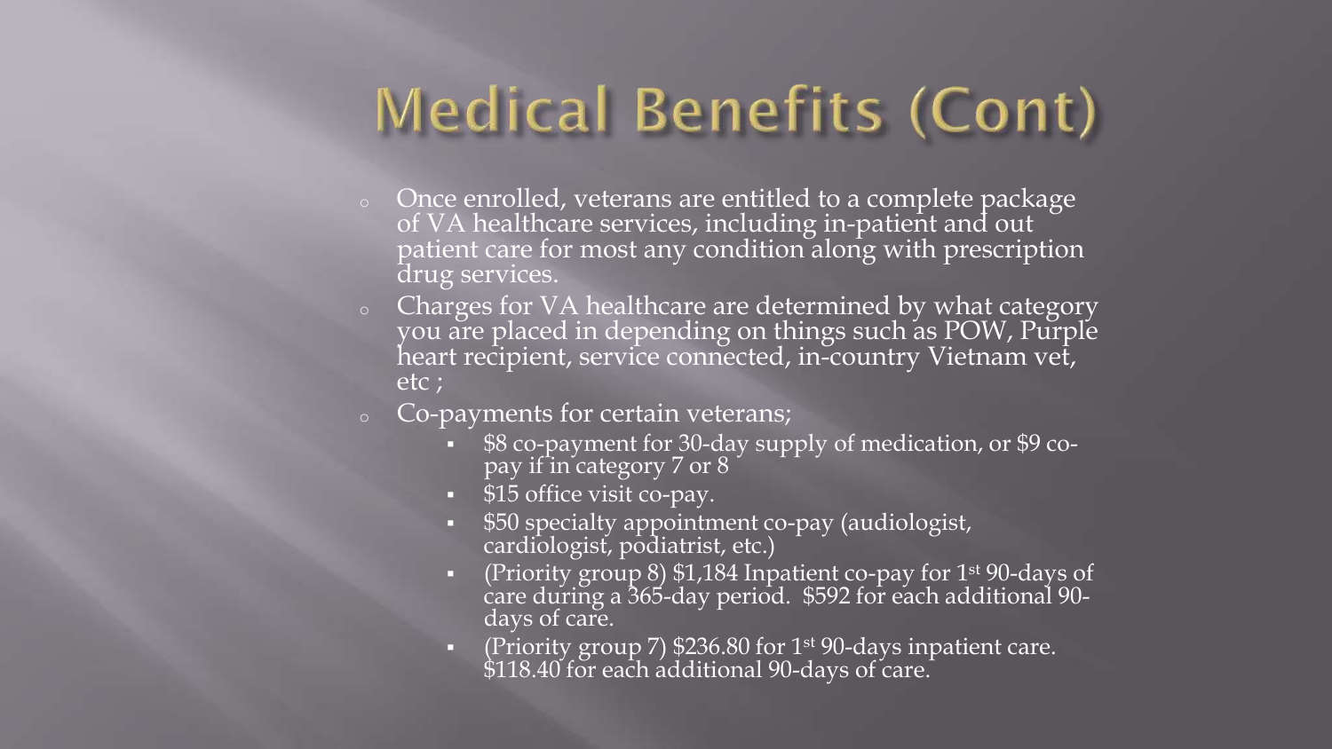# Medical Benefits (Cont)

- Once enrolled, veterans are entitled to a complete package of VA healthcare services, including in-patient and out patient care for most any condition along with prescription drug services.
- Charges for VA healthcare are determined by what category you are placed in depending on things such as POW, Purple heart recipient, service connected, in-country Vietnam vet, etc ;
- Co-payments for certain veterans;
  - $8 co-payment for 30-day supply of medication, or $9 co-pay if in category 7 or 8
  - $15 office visit co-pay.
  - $50 specialty appointment co-pay (audiologist, cardiologist, podiatrist, etc.)
  - (Priority group 8) $1,184 Inpatient co-pay for 1st 90-days of care during a 365-day period. $592 for each additional 90-days of care.
  - (Priority group 7) $236.80 for 1st 90-days inpatient care. $118.40 for each additional 90-days of care.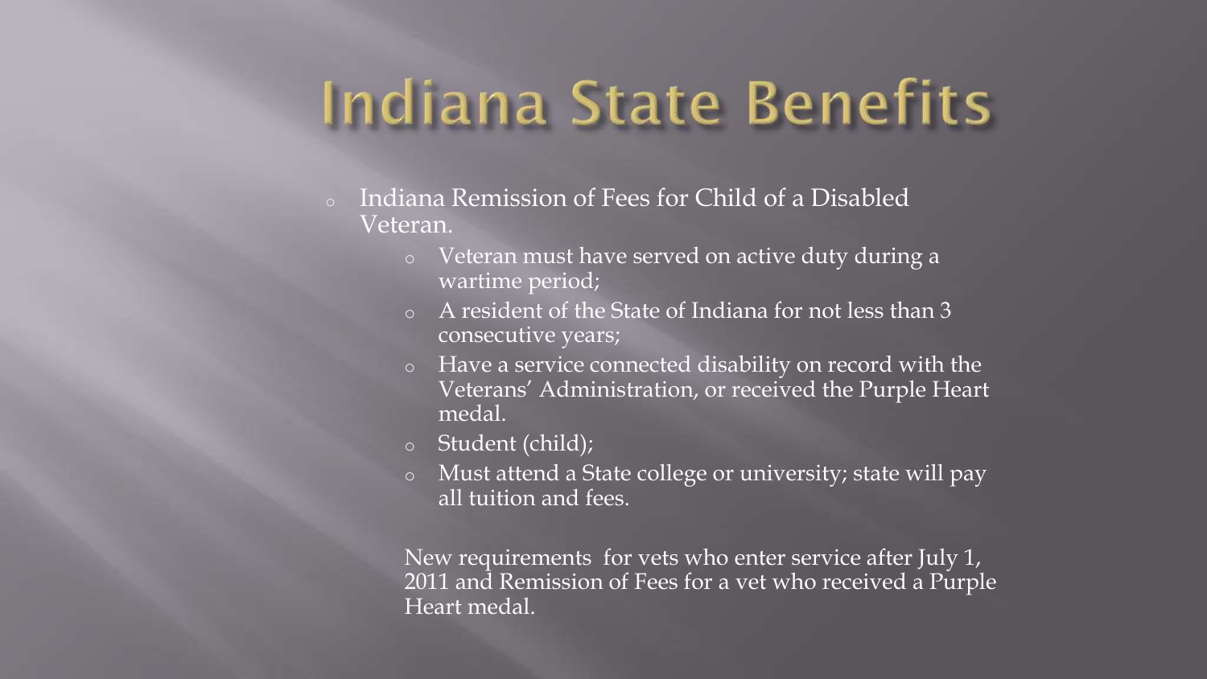# Indiana State Benefits

- Indiana Remission of Fees for Child of a Disabled Veteran.
  - Veteran must have served on active duty during a wartime period;
  - A resident of the State of Indiana for not less than 3 consecutive years;
  - Have a service connected disability on record with the Veterans' Administration, or received the Purple Heart medal.
  - Student (child);
  - Must attend a State college or university; state will pay all tuition and fees.

New requirements for vets who enter service after July 1, 2011 and Remission of Fees for a vet who received a Purple Heart medal.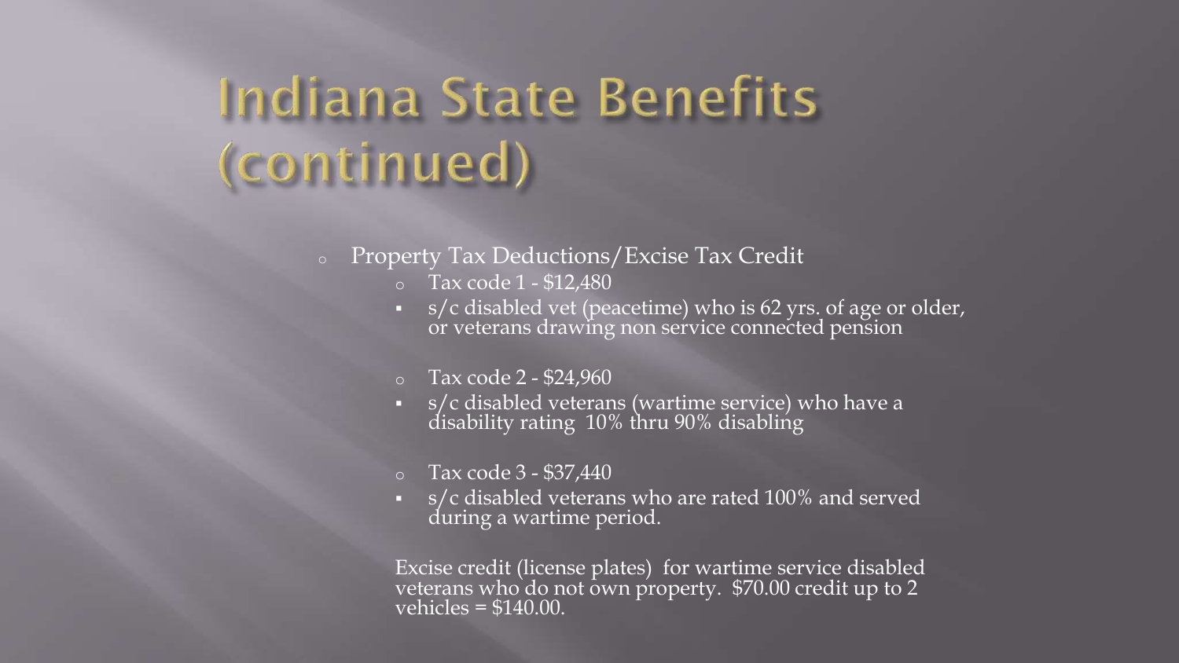# Indiana State Benefits (continued)

- Property Tax Deductions/Excise Tax Credit
  - Tax code 1 - $12,480
    - s/c disabled vet (peacetime) who is 62 yrs. of age or older, or veterans drawing non service connected pension
  - Tax code 2 - $24,960
    - s/c disabled veterans (wartime service) who have a disability rating 10% thru 90% disabling
  - Tax code 3 - $37,440
    - s/c disabled veterans who are rated 100% and served during a wartime period.

  Excise credit (license plates) for wartime service disabled veterans who do not own property. $70.00 credit up to 2 vehicles = $140.00.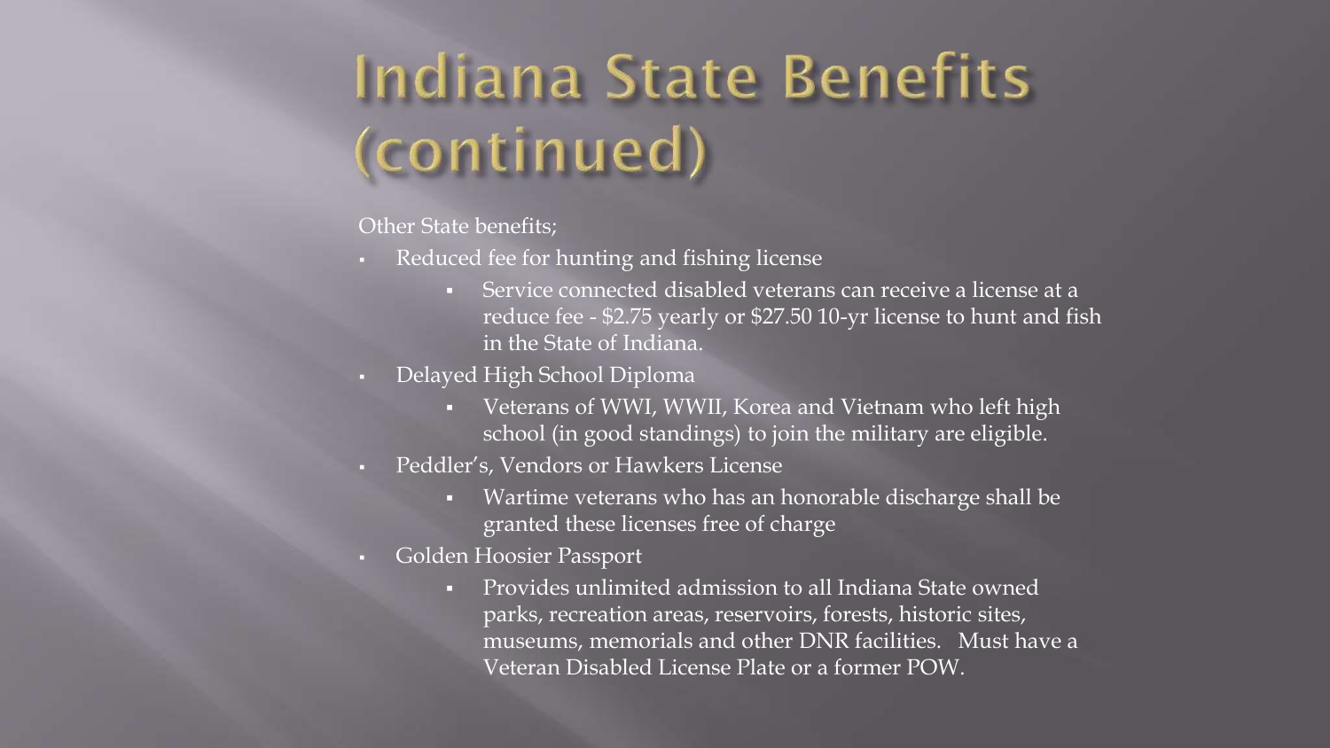# Indiana State Benefits (continued)

Other State benefits;

- Reduced fee for hunting and fishing license
  - Service connected disabled veterans can receive a license at a reduce fee - $2.75 yearly or $27.50 10-yr license to hunt and fish in the State of Indiana.
- Delayed High School Diploma
  - Veterans of WWI, WWII, Korea and Vietnam who left high school (in good standings) to join the military are eligible.
- Peddler's, Vendors or Hawkers License
  - Wartime veterans who has an honorable discharge shall be granted these licenses free of charge
- Golden Hoosier Passport
  - Provides unlimited admission to all Indiana State owned parks, recreation areas, reservoirs, forests, historic sites, museums, memorials and other DNR facilities. Must have a Veteran Disabled License Plate or a former POW.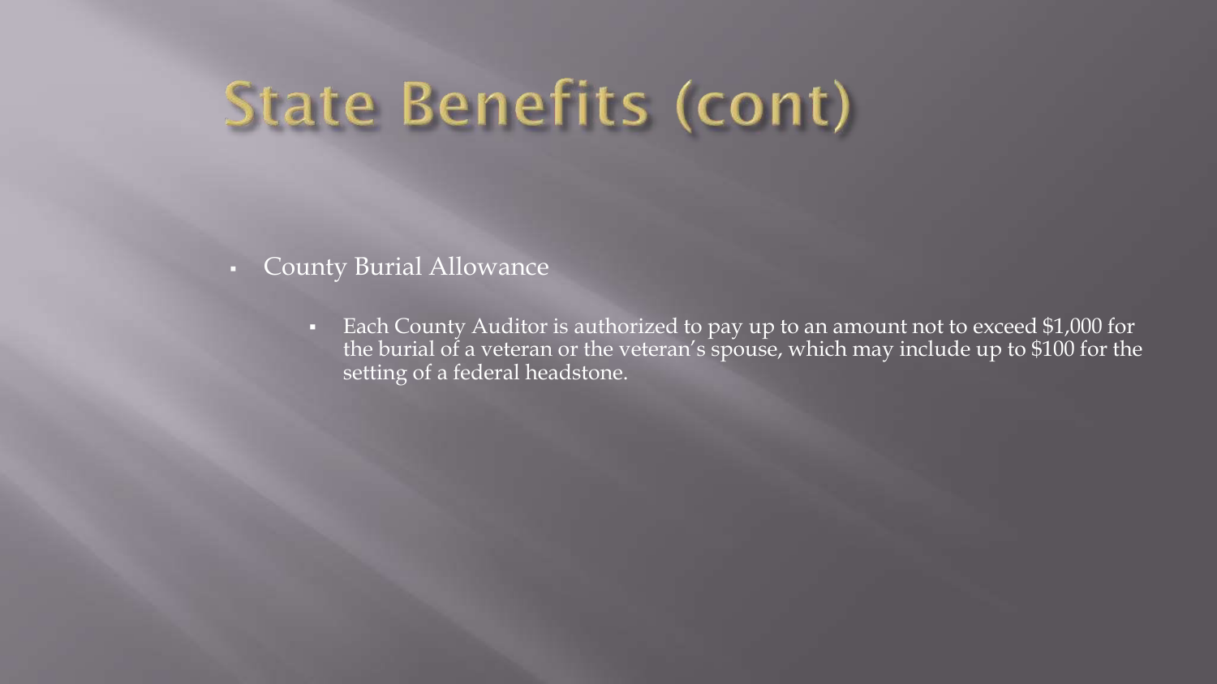# State Benefits (cont)

- County Burial Allowance
  - Each County Auditor is authorized to pay up to an amount not to exceed $1,000 for the burial of a veteran or the veteran's spouse, which may include up to $100 for the setting of a federal headstone.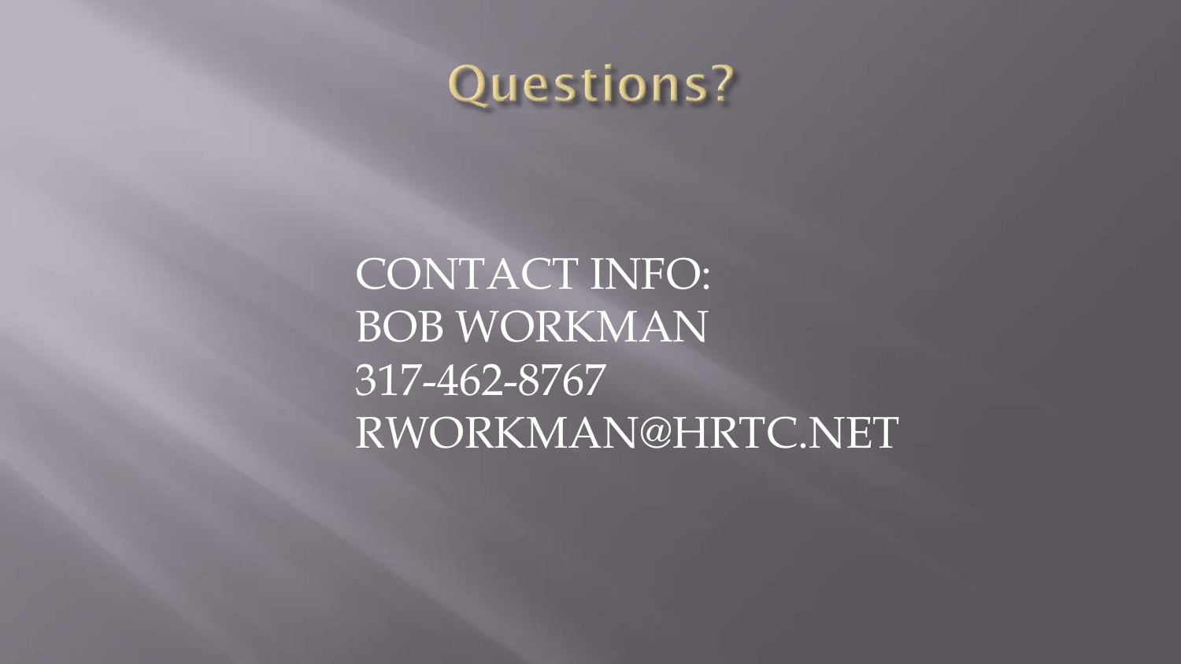# Questions?

CONTACT INFO:
BOB WORKMAN
317-462-8767
RWORKMAN@HRTC.NET